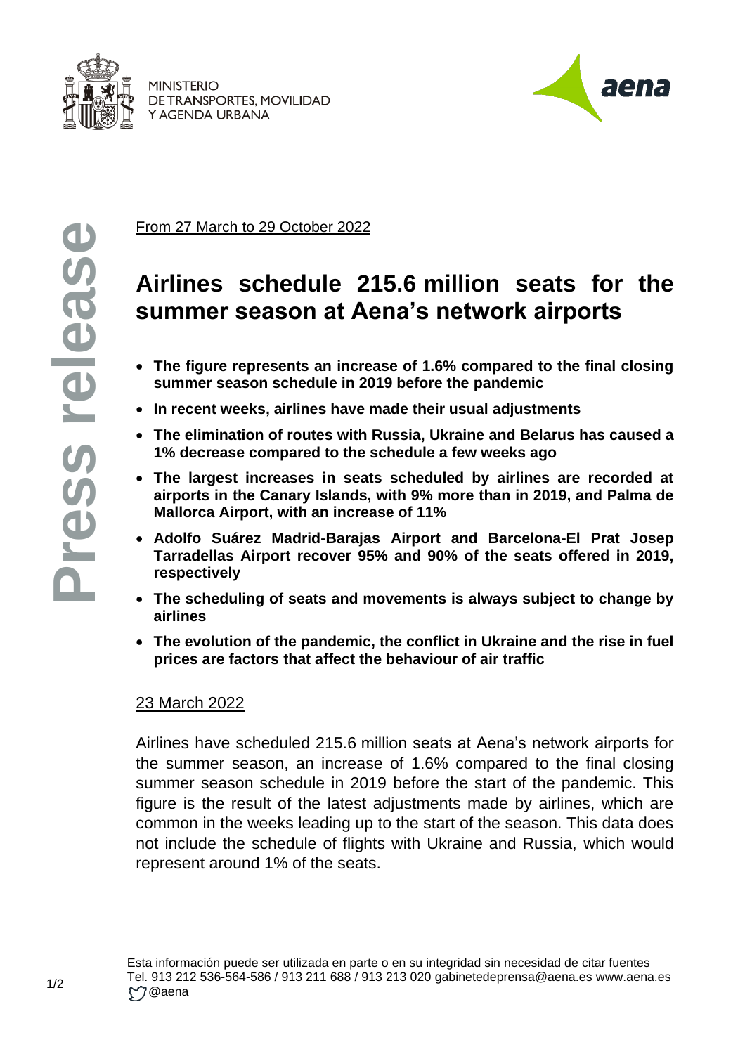MINISTERIO DE TRANSPORTES, MOVILIDAD Y AGENDA URBANA

Press release

From 27 March to 29 October 2022

# Airlines schedule 215.6 million seats for the summer season at Aena's network airports

- **The figure represents an increase of 1.6% compared to the final closing summer season schedule in 2019 before the pandemic**
- **In recent weeks, airlines have made their usual adjustments**
- **The elimination of routes with Russia, Ukraine and Belarus has caused a 1% decrease compared to the schedule a few weeks ago**
- **The largest increases in seats scheduled by airlines are recorded at airports in the Canary Islands, with 9% more than in 2019, and Palma de Mallorca Airport, with an increase of 11%**
- **Adolfo Suárez Madrid-Barajas Airport and Barcelona-El Prat Josep Tarradellas Airport recover 95% and 90% of the seats offered in 2019, respectively**
- **The scheduling of seats and movements is always subject to change by airlines**
- **The evolution of the pandemic, the conflict in Ukraine and the rise in fuel prices are factors that affect the behaviour of air traffic**

23 March 2022

Airlines have scheduled 215.6 million seats at Aena's network airports for the summer season, an increase of 1.6% compared to the final closing summer season schedule in 2019 before the start of the pandemic. This figure is the result of the latest adjustments made by airlines, which are common in the weeks leading up to the start of the season. This data does not include the schedule of flights with Ukraine and Russia, which would represent around 1% of the seats.

Esta información puede ser utilizada en parte o en su integridad sin necesidad de citar fuentes
Tel. 913 212 536-564-586 / 913 211 688 / 913 213 020 gabinetedeprensa@aena.es www.aena.es
@aena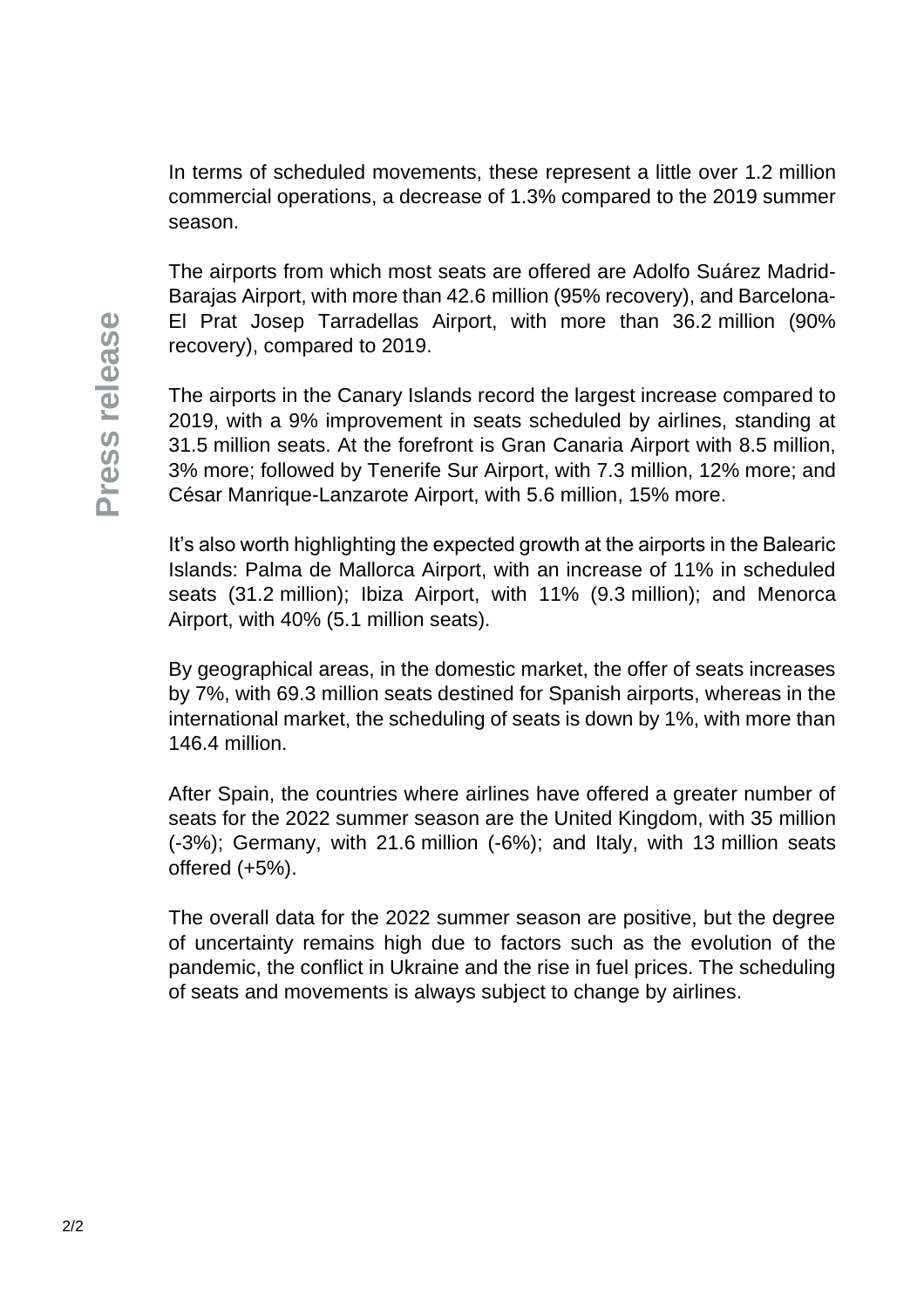In terms of scheduled movements, these represent a little over 1.2 million commercial operations, a decrease of 1.3% compared to the 2019 summer season.

The airports from which most seats are offered are Adolfo Suárez Madrid-Barajas Airport, with more than 42.6 million (95% recovery), and Barcelona-El Prat Josep Tarradellas Airport, with more than 36.2 million (90% recovery), compared to 2019.

The airports in the Canary Islands record the largest increase compared to 2019, with a 9% improvement in seats scheduled by airlines, standing at 31.5 million seats. At the forefront is Gran Canaria Airport with 8.5 million, 3% more; followed by Tenerife Sur Airport, with 7.3 million, 12% more; and César Manrique-Lanzarote Airport, with 5.6 million, 15% more.

It's also worth highlighting the expected growth at the airports in the Balearic Islands: Palma de Mallorca Airport, with an increase of 11% in scheduled seats (31.2 million); Ibiza Airport, with 11% (9.3 million); and Menorca Airport, with 40% (5.1 million seats).

By geographical areas, in the domestic market, the offer of seats increases by 7%, with 69.3 million seats destined for Spanish airports, whereas in the international market, the scheduling of seats is down by 1%, with more than 146.4 million.

After Spain, the countries where airlines have offered a greater number of seats for the 2022 summer season are the United Kingdom, with 35 million (-3%); Germany, with 21.6 million (-6%); and Italy, with 13 million seats offered (+5%).

The overall data for the 2022 summer season are positive, but the degree of uncertainty remains high due to factors such as the evolution of the pandemic, the conflict in Ukraine and the rise in fuel prices. The scheduling of seats and movements is always subject to change by airlines.